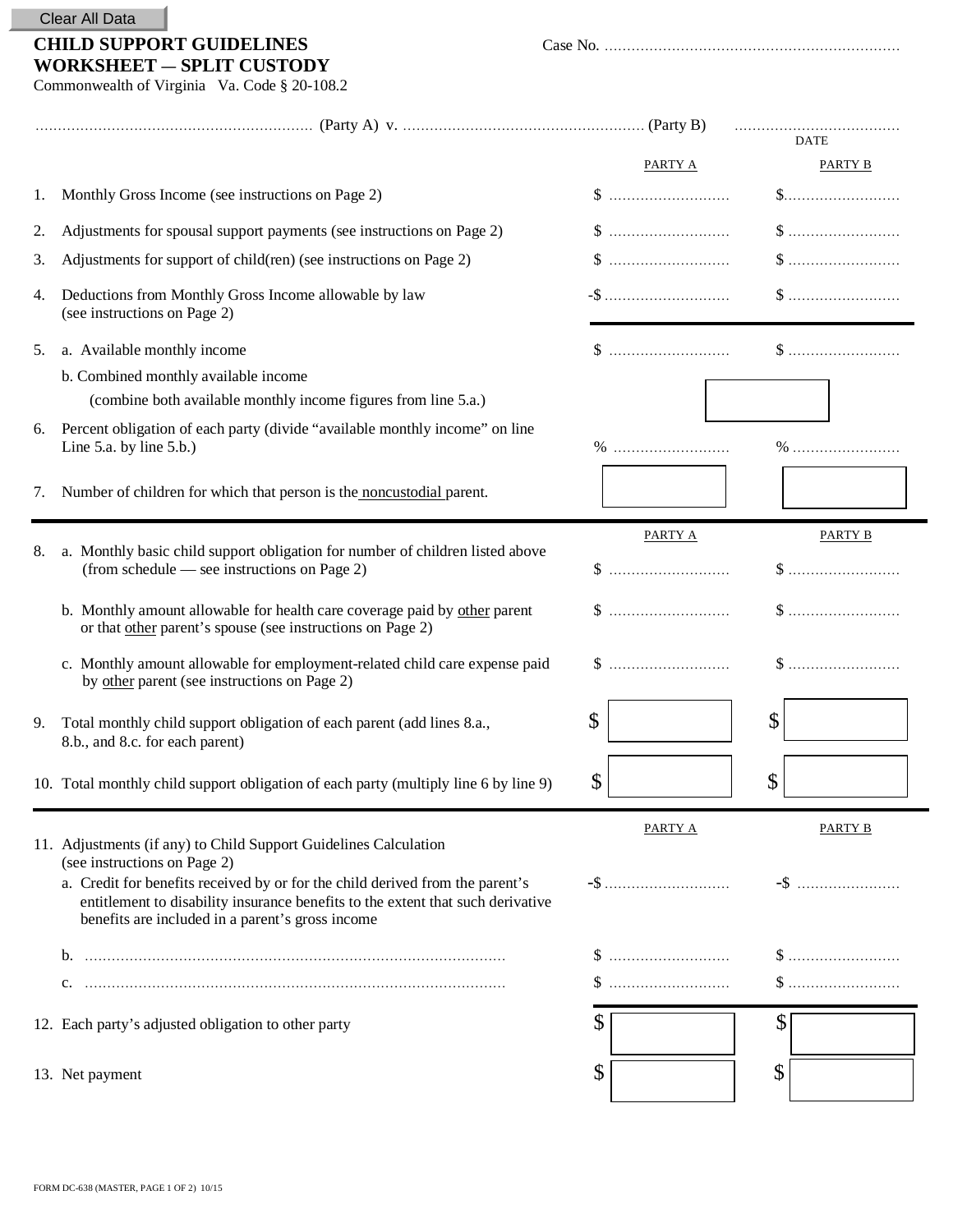Clear All Data

# CHILD SUPPORT GUIDELINES WORKSHEET — SPLIT CUSTODY

Commonwealth of Virginia Va. Code § 20-108.2

Case No. ............................................................

........................................................ (Party A) v. ................................................ (Party B) ................................ DATE

| | | PARTY A | PARTY B |
|---|---|---|---|
| 1. | Monthly Gross Income (see instructions on Page 2) | $ ......................... | $......................... |
| 2. | Adjustments for spousal support payments (see instructions on Page 2) | $ ......................... | $ ......................... |
| 3. | Adjustments for support of child(ren) (see instructions on Page 2) | $ ......................... | $ ......................... |
| 4. | Deductions from Monthly Gross Income allowable by law (see instructions on Page 2) | -$ ......................... | $ ......................... |
| 5. | a. Available monthly income | $ ......................... | $ ......................... |
| | b. Combined monthly available income (combine both available monthly income figures from line 5.a.) | | |
| 6. | Percent obligation of each party (divide "available monthly income" on line Line 5.a. by line 5.b.) | % ......................... | % ......................... |
| 7. | Number of children for which that person is the noncustodial parent. | | |

| | | PARTY A | PARTY B |
|---|---|---|---|
| 8. | a. Monthly basic child support obligation for number of children listed above (from schedule — see instructions on Page 2) | $ ......................... | $ ......................... |
| | b. Monthly amount allowable for health care coverage paid by other parent or that other parent's spouse (see instructions on Page 2) | $ ......................... | $ ......................... |
| | c. Monthly amount allowable for employment-related child care expense paid by other parent (see instructions on Page 2) | $ ......................... | $ ......................... |
| 9. | Total monthly child support obligation of each parent (add lines 8.a., 8.b., and 8.c. for each parent) | $ | $ |
| 10. | Total monthly child support obligation of each party (multiply line 6 by line 9) | $ | $ |

| | | PARTY A | PARTY B |
|---|---|---|---|
| 11. | Adjustments (if any) to Child Support Guidelines Calculation (see instructions on Page 2) | | |
| | a. Credit for benefits received by or for the child derived from the parent's entitlement to disability insurance benefits to the extent that such derivative benefits are included in a parent's gross income | -$ ......................... | -$ ......................... |
| | b. ................................................................................ | $ ......................... | $ ......................... |
| | c. ................................................................................ | $ ......................... | $ ......................... |
| 12. | Each party's adjusted obligation to other party | $ | $ |
| 13. | Net payment | $ | $ |

FORM DC-638 (MASTER, PAGE 1 OF 2) 10/15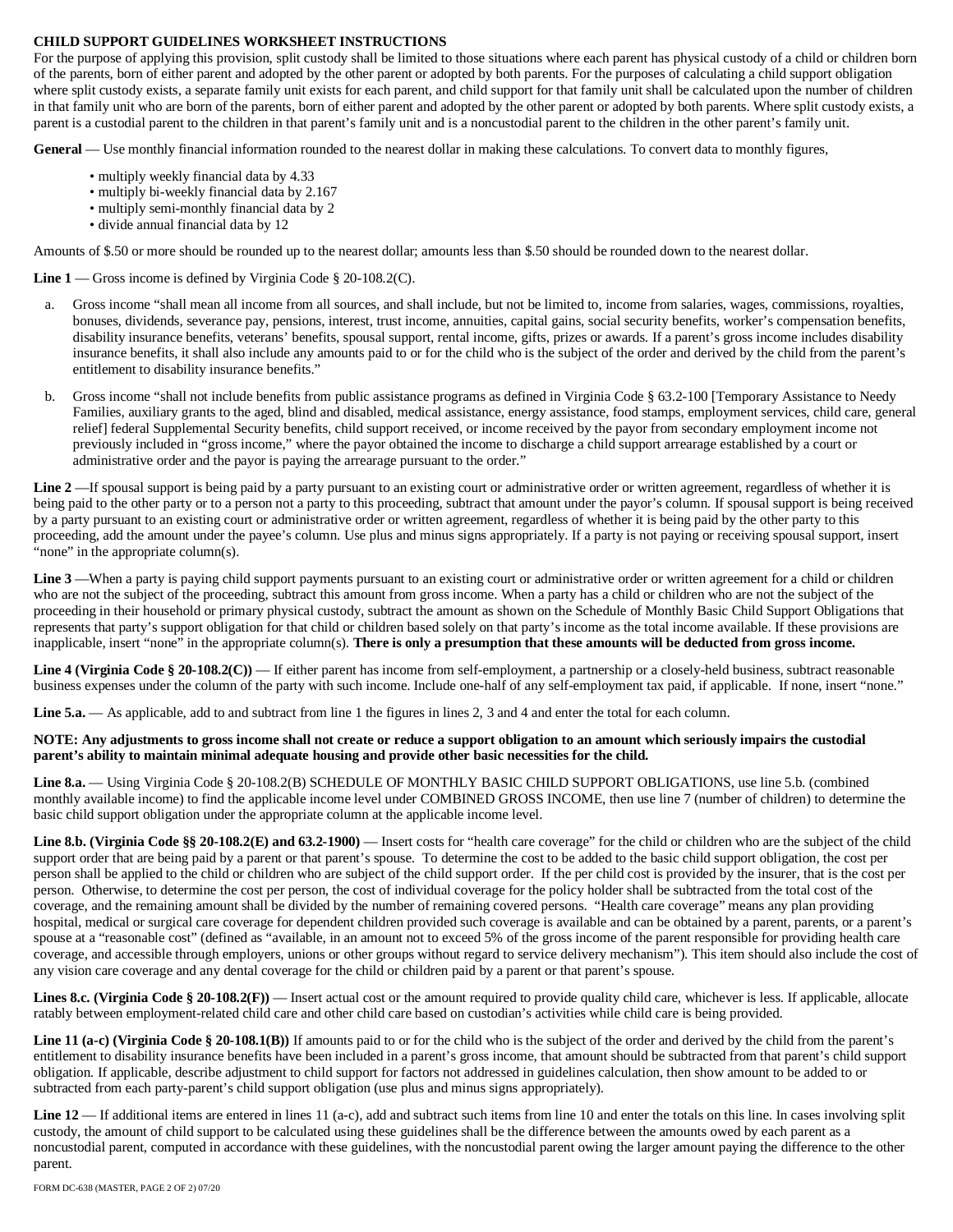**CHILD SUPPORT GUIDELINES WORKSHEET INSTRUCTIONS**

For the purpose of applying this provision, split custody shall be limited to those situations where each parent has physical custody of a child or children born of the parents, born of either parent and adopted by the other parent or adopted by both parents. For the purposes of calculating a child support obligation where split custody exists, a separate family unit exists for each parent, and child support for that family unit shall be calculated upon the number of children in that family unit who are born of the parents, born of either parent and adopted by the other parent or adopted by both parents. Where split custody exists, a parent is a custodial parent to the children in that parent's family unit and is a noncustodial parent to the children in the other parent's family unit.

**General** — Use monthly financial information rounded to the nearest dollar in making these calculations. To convert data to monthly figures,

- multiply weekly financial data by 4.33
- multiply bi-weekly financial data by 2.167
- multiply semi-monthly financial data by 2
- divide annual financial data by 12

Amounts of $.50 or more should be rounded up to the nearest dollar; amounts less than $.50 should be rounded down to the nearest dollar.

**Line 1** — Gross income is defined by Virginia Code § 20-108.2(C).

a. Gross income "shall mean all income from all sources, and shall include, but not be limited to, income from salaries, wages, commissions, royalties, bonuses, dividends, severance pay, pensions, interest, trust income, annuities, capital gains, social security benefits, worker's compensation benefits, disability insurance benefits, veterans' benefits, spousal support, rental income, gifts, prizes or awards. If a parent's gross income includes disability insurance benefits, it shall also include any amounts paid to or for the child who is the subject of the order and derived by the child from the parent's entitlement to disability insurance benefits."

b. Gross income "shall not include benefits from public assistance programs as defined in Virginia Code § 63.2-100 [Temporary Assistance to Needy Families, auxiliary grants to the aged, blind and disabled, medical assistance, energy assistance, food stamps, employment services, child care, general relief] federal Supplemental Security benefits, child support received, or income received by the payor from secondary employment income not previously included in "gross income," where the payor obtained the income to discharge a child support arrearage established by a court or administrative order and the payor is paying the arrearage pursuant to the order."

**Line 2** —If spousal support is being paid by a party pursuant to an existing court or administrative order or written agreement, regardless of whether it is being paid to the other party or to a person not a party to this proceeding, subtract that amount under the payor's column. If spousal support is being received by a party pursuant to an existing court or administrative order or written agreement, regardless of whether it is being paid by the other party to this proceeding, add the amount under the payee's column. Use plus and minus signs appropriately. If a party is not paying or receiving spousal support, insert "none" in the appropriate column(s).

**Line 3** —When a party is paying child support payments pursuant to an existing court or administrative order or written agreement for a child or children who are not the subject of the proceeding, subtract this amount from gross income. When a party has a child or children who are not the subject of the proceeding in their household or primary physical custody, subtract the amount as shown on the Schedule of Monthly Basic Child Support Obligations that represents that party's support obligation for that child or children based solely on that party's income as the total income available. If these provisions are inapplicable, insert "none" in the appropriate column(s). **There is only a presumption that these amounts will be deducted from gross income.**

**Line 4 (Virginia Code § 20-108.2(C))** — If either parent has income from self-employment, a partnership or a closely-held business, subtract reasonable business expenses under the column of the party with such income. Include one-half of any self-employment tax paid, if applicable. If none, insert "none."

**Line 5.a.** — As applicable, add to and subtract from line 1 the figures in lines 2, 3 and 4 and enter the total for each column.

**NOTE: Any adjustments to gross income shall not create or reduce a support obligation to an amount which seriously impairs the custodial parent's ability to maintain minimal adequate housing and provide other basic necessities for the child.**

**Line 8.a.** — Using Virginia Code § 20-108.2(B) SCHEDULE OF MONTHLY BASIC CHILD SUPPORT OBLIGATIONS, use line 5.b. (combined monthly available income) to find the applicable income level under COMBINED GROSS INCOME, then use line 7 (number of children) to determine the basic child support obligation under the appropriate column at the applicable income level.

**Line 8.b. (Virginia Code §§ 20-108.2(E) and 63.2-1900)** — Insert costs for "health care coverage" for the child or children who are the subject of the child support order that are being paid by a parent or that parent's spouse. To determine the cost to be added to the basic child support obligation, the cost per person shall be applied to the child or children who are subject of the child support order. If the per child cost is provided by the insurer, that is the cost per person. Otherwise, to determine the cost per person, the cost of individual coverage for the policy holder shall be subtracted from the total cost of the coverage, and the remaining amount shall be divided by the number of remaining covered persons. "Health care coverage" means any plan providing hospital, medical or surgical care coverage for dependent children provided such coverage is available and can be obtained by a parent, parents, or a parent's spouse at a "reasonable cost" (defined as "available, in an amount not to exceed 5% of the gross income of the parent responsible for providing health care coverage, and accessible through employers, unions or other groups without regard to service delivery mechanism"). This item should also include the cost of any vision care coverage and any dental coverage for the child or children paid by a parent or that parent's spouse.

**Lines 8.c. (Virginia Code § 20-108.2(F))** — Insert actual cost or the amount required to provide quality child care, whichever is less. If applicable, allocate ratably between employment-related child care and other child care based on custodian's activities while child care is being provided.

**Line 11 (a-c) (Virginia Code § 20-108.1(B))** If amounts paid to or for the child who is the subject of the order and derived by the child from the parent's entitlement to disability insurance benefits have been included in a parent's gross income, that amount should be subtracted from that parent's child support obligation. If applicable, describe adjustment to child support for factors not addressed in guidelines calculation, then show amount to be added to or subtracted from each party-parent's child support obligation (use plus and minus signs appropriately).

**Line 12** — If additional items are entered in lines 11 (a-c), add and subtract such items from line 10 and enter the totals on this line. In cases involving split custody, the amount of child support to be calculated using these guidelines shall be the difference between the amounts owed by each parent as a noncustodial parent, computed in accordance with these guidelines, with the noncustodial parent owing the larger amount paying the difference to the other parent.

FORM DC-638 (MASTER, PAGE 2 OF 2) 07/20